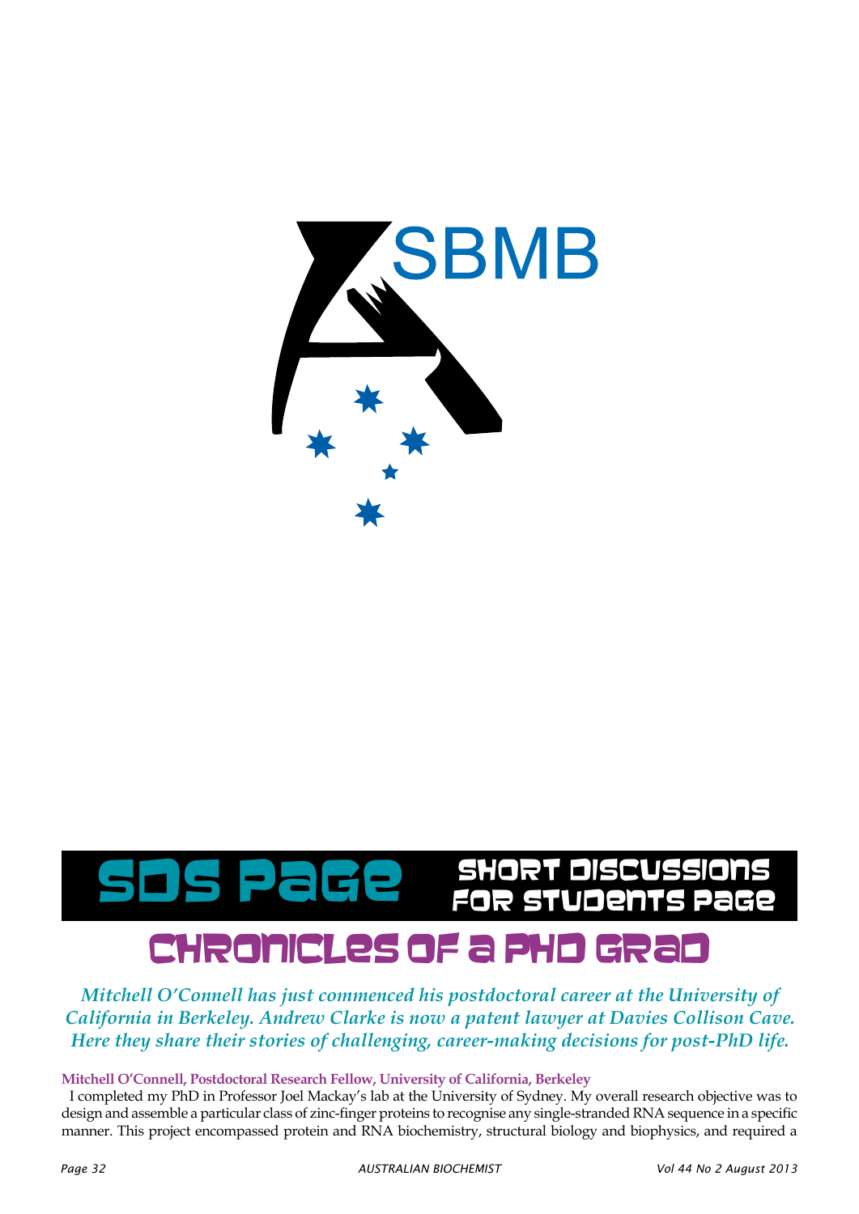ASBMB

# SDS Page

Short Discussions for Students Page

## Chronicles of a PhD Grad

*Mitchell O'Connell has just commenced his postdoctoral career at the University of California in Berkeley. Andrew Clarke is now a patent lawyer at Davies Collison Cave. Here they share their stories of challenging, career-making decisions for post-PhD life.*

**Mitchell O'Connell, Postdoctoral Research Fellow, University of California, Berkeley**

I completed my PhD in Professor Joel Mackay's lab at the University of Sydney. My overall research objective was to design and assemble a particular class of zinc-finger proteins to recognise any single-stranded RNA sequence in a specific manner. This project encompassed protein and RNA biochemistry, structural biology and biophysics, and required a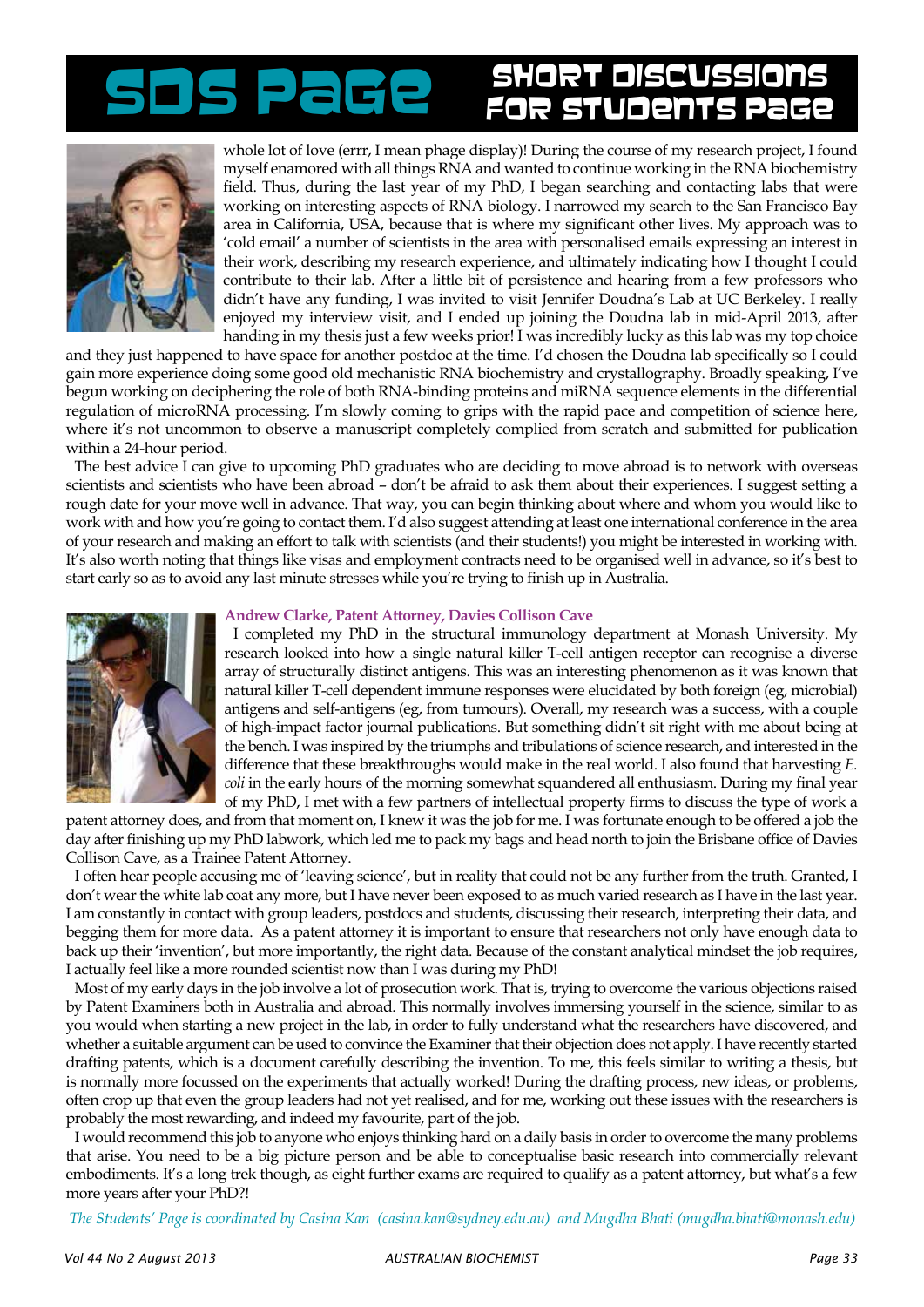# SDS Page — Short Discussions for Students Page

whole lot of love (errr, I mean phage display)! During the course of my research project, I found myself enamored with all things RNA and wanted to continue working in the RNA biochemistry field. Thus, during the last year of my PhD, I began searching and contacting labs that were working on interesting aspects of RNA biology. I narrowed my search to the San Francisco Bay area in California, USA, because that is where my significant other lives. My approach was to 'cold email' a number of scientists in the area with personalised emails expressing an interest in their work, describing my research experience, and ultimately indicating how I thought I could contribute to their lab. After a little bit of persistence and hearing from a few professors who didn't have any funding, I was invited to visit Jennifer Doudna's Lab at UC Berkeley. I really enjoyed my interview visit, and I ended up joining the Doudna lab in mid-April 2013, after handing in my thesis just a few weeks prior! I was incredibly lucky as this lab was my top choice and they just happened to have space for another postdoc at the time. I'd chosen the Doudna lab specifically so I could gain more experience doing some good old mechanistic RNA biochemistry and crystallography. Broadly speaking, I've begun working on deciphering the role of both RNA-binding proteins and miRNA sequence elements in the differential regulation of microRNA processing. I'm slowly coming to grips with the rapid pace and competition of science here, where it's not uncommon to observe a manuscript completely complied from scratch and submitted for publication within a 24-hour period.

The best advice I can give to upcoming PhD graduates who are deciding to move abroad is to network with overseas scientists and scientists who have been abroad – don't be afraid to ask them about their experiences. I suggest setting a rough date for your move well in advance. That way, you can begin thinking about where and whom you would like to work with and how you're going to contact them. I'd also suggest attending at least one international conference in the area of your research and making an effort to talk with scientists (and their students!) you might be interested in working with. It's also worth noting that things like visas and employment contracts need to be organised well in advance, so it's best to start early so as to avoid any last minute stresses while you're trying to finish up in Australia.

**Andrew Clarke, Patent Attorney, Davies Collison Cave**

I completed my PhD in the structural immunology department at Monash University. My research looked into how a single natural killer T-cell antigen receptor can recognise a diverse array of structurally distinct antigens. This was an interesting phenomenon as it was known that natural killer T-cell dependent immune responses were elucidated by both foreign (eg, microbial) antigens and self-antigens (eg, from tumours). Overall, my research was a success, with a couple of high-impact factor journal publications. But something didn't sit right with me about being at the bench. I was inspired by the triumphs and tribulations of science research, and interested in the difference that these breakthroughs would make in the real world. I also found that harvesting *E. coli* in the early hours of the morning somewhat squandered all enthusiasm. During my final year of my PhD, I met with a few partners of intellectual property firms to discuss the type of work a patent attorney does, and from that moment on, I knew it was the job for me. I was fortunate enough to be offered a job the day after finishing up my PhD labwork, which led me to pack my bags and head north to join the Brisbane office of Davies Collison Cave, as a Trainee Patent Attorney.

I often hear people accusing me of 'leaving science', but in reality that could not be any further from the truth. Granted, I don't wear the white lab coat any more, but I have never been exposed to as much varied research as I have in the last year. I am constantly in contact with group leaders, postdocs and students, discussing their research, interpreting their data, and begging them for more data. As a patent attorney it is important to ensure that researchers not only have enough data to back up their 'invention', but more importantly, the right data. Because of the constant analytical mindset the job requires, I actually feel like a more rounded scientist now than I was during my PhD!

Most of my early days in the job involve a lot of prosecution work. That is, trying to overcome the various objections raised by Patent Examiners both in Australia and abroad. This normally involves immersing yourself in the science, similar to as you would when starting a new project in the lab, in order to fully understand what the researchers have discovered, and whether a suitable argument can be used to convince the Examiner that their objection does not apply. I have recently started drafting patents, which is a document carefully describing the invention. To me, this feels similar to writing a thesis, but is normally more focussed on the experiments that actually worked! During the drafting process, new ideas, or problems, often crop up that even the group leaders had not yet realised, and for me, working out these issues with the researchers is probably the most rewarding, and indeed my favourite, part of the job.

I would recommend this job to anyone who enjoys thinking hard on a daily basis in order to overcome the many problems that arise. You need to be a big picture person and be able to conceptualise basic research into commercially relevant embodiments. It's a long trek though, as eight further exams are required to qualify as a patent attorney, but what's a few more years after your PhD?!

*The Students' Page is coordinated by Casina Kan (casina.kan@sydney.edu.au) and Mugdha Bhati (mugdha.bhati@monash.edu)*